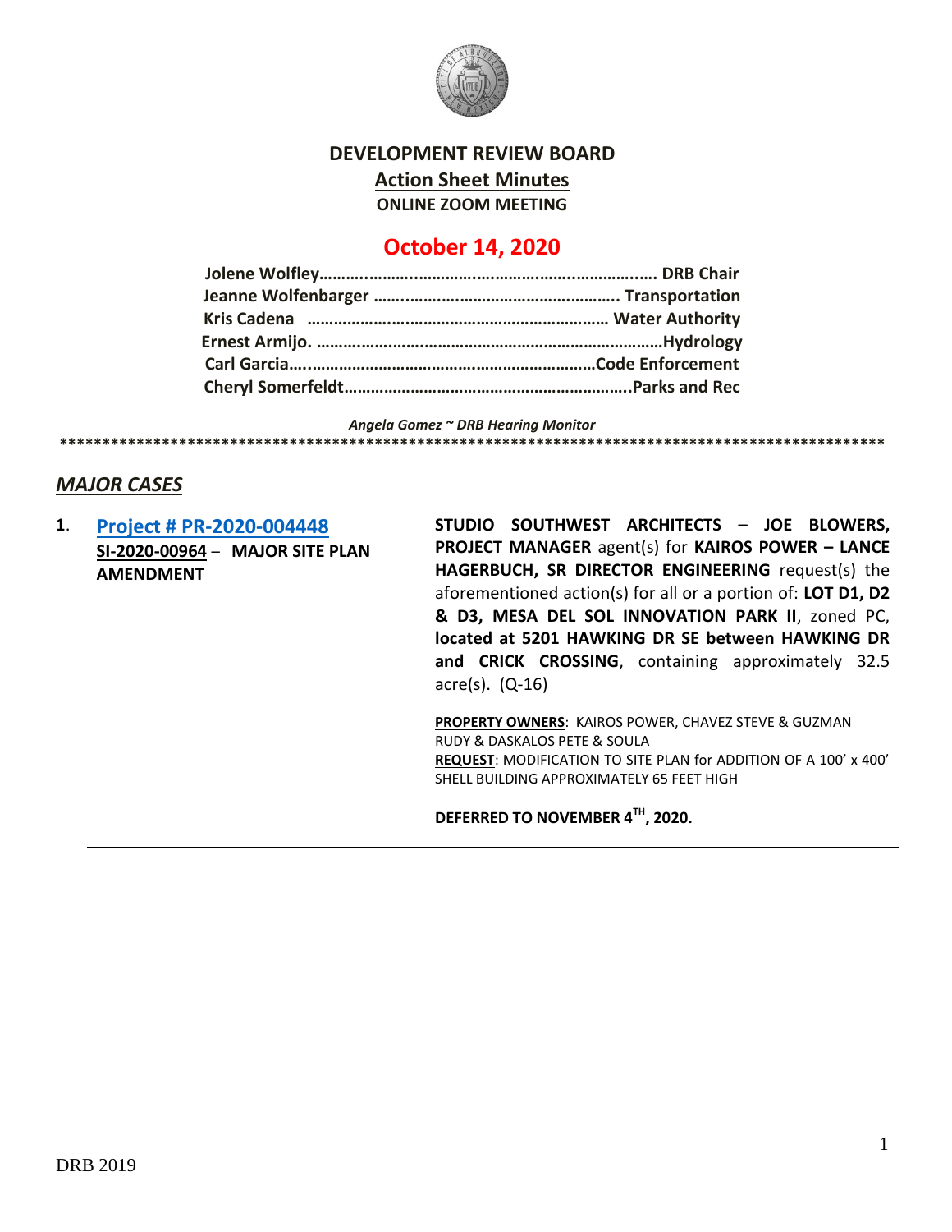# DEVELOPMENT REVIEW BOARD

## Action Sheet Minutes

**ONLINE ZOOM MEETING**

## October 14, 2020

**Jolene Wolfley……………………………………………………………… DRB Chair**
**Jeanne Wolfenbarger ………………………………………………. Transportation**
**Kris Cadena ……………………………………………………… Water Authority**
**Ernest Armijo. ……………………………………………………………Hydrology**
**Carl Garcia………………………………………………………Code Enforcement**
**Cheryl Somerfeldt……………………………………………………..Parks and Rec**

*Angela Gomez ~ DRB Hearing Monitor*

****************************************************************************************************

## *MAJOR CASES*

**1.** **Project # PR-2020-004448**
**SI-2020-00964 – MAJOR SITE PLAN AMENDMENT**

**STUDIO SOUTHWEST ARCHITECTS – JOE BLOWERS, PROJECT MANAGER** agent(s) for **KAIROS POWER – LANCE HAGERBUCH, SR DIRECTOR ENGINEERING** request(s) the aforementioned action(s) for all or a portion of: **LOT D1, D2 & D3, MESA DEL SOL INNOVATION PARK II**, zoned PC, **located at 5201 HAWKING DR SE between HAWKING DR and CRICK CROSSING**, containing approximately 32.5 acre(s). (Q-16)

**PROPERTY OWNERS**: KAIROS POWER, CHAVEZ STEVE & GUZMAN RUDY & DASKALOS PETE & SOULA
**REQUEST**: MODIFICATION TO SITE PLAN for ADDITION OF A 100' x 400' SHELL BUILDING APPROXIMATELY 65 FEET HIGH

**DEFERRED TO NOVEMBER 4TH, 2020.**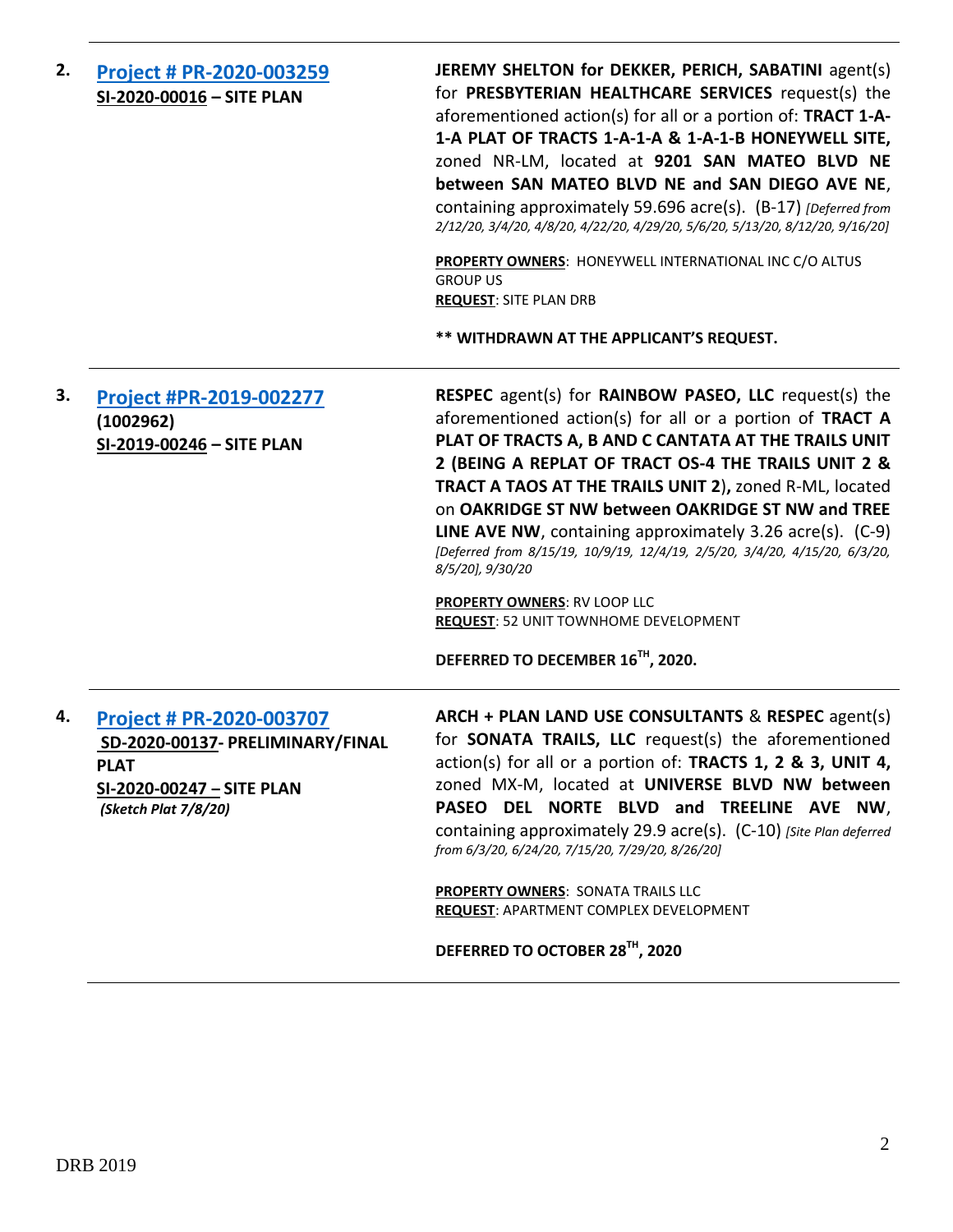**2.** **[Project # PR-2020-003259](#)**
**SI-2020-00016 – SITE PLAN**

**JEREMY SHELTON for DEKKER, PERICH, SABATINI** agent(s) for **PRESBYTERIAN HEALTHCARE SERVICES** request(s) the aforementioned action(s) for all or a portion of: **TRACT 1-A-1-A PLAT OF TRACTS 1-A-1-A & 1-A-1-B HONEYWELL SITE,** zoned NR-LM, located at **9201 SAN MATEO BLVD NE between SAN MATEO BLVD NE and SAN DIEGO AVE NE**, containing approximately 59.696 acre(s). (B-17) *[Deferred from 2/12/20, 3/4/20, 4/8/20, 4/22/20, 4/29/20, 5/6/20, 5/13/20, 8/12/20, 9/16/20]*

**PROPERTY OWNERS**: HONEYWELL INTERNATIONAL INC C/O ALTUS GROUP US
**REQUEST**: SITE PLAN DRB

**\*\* WITHDRAWN AT THE APPLICANT'S REQUEST.**

---

**3.** **[Project #PR-2019-002277](#)**
**(1002962)**
**SI-2019-00246 – SITE PLAN**

**RESPEC** agent(s) for **RAINBOW PASEO, LLC** request(s) the aforementioned action(s) for all or a portion of **TRACT A PLAT OF TRACTS A, B AND C CANTATA AT THE TRAILS UNIT 2 (BEING A REPLAT OF TRACT OS-4 THE TRAILS UNIT 2 & TRACT A TAOS AT THE TRAILS UNIT 2),** zoned R-ML, located on **OAKRIDGE ST NW between OAKRIDGE ST NW and TREE LINE AVE NW**, containing approximately 3.26 acre(s). (C-9) *[Deferred from 8/15/19, 10/9/19, 12/4/19, 2/5/20, 3/4/20, 4/15/20, 6/3/20, 8/5/20], 9/30/20*

**PROPERTY OWNERS**: RV LOOP LLC
**REQUEST**: 52 UNIT TOWNHOME DEVELOPMENT

**DEFERRED TO DECEMBER 16TH, 2020.**

---

**4.** **[Project # PR-2020-003707](#)**
**SD-2020-00137- PRELIMINARY/FINAL PLAT**
**SI-2020-00247 – SITE PLAN**
***(Sketch Plat 7/8/20)***

**ARCH + PLAN LAND USE CONSULTANTS** & **RESPEC** agent(s) for **SONATA TRAILS, LLC** request(s) the aforementioned action(s) for all or a portion of: **TRACTS 1, 2 & 3, UNIT 4,** zoned MX-M, located at **UNIVERSE BLVD NW between PASEO DEL NORTE BLVD and TREELINE AVE NW**, containing approximately 29.9 acre(s). (C-10) *[Site Plan deferred from 6/3/20, 6/24/20, 7/15/20, 7/29/20, 8/26/20]*

**PROPERTY OWNERS**: SONATA TRAILS LLC
**REQUEST**: APARTMENT COMPLEX DEVELOPMENT

**DEFERRED TO OCTOBER 28TH, 2020**

DRB 2019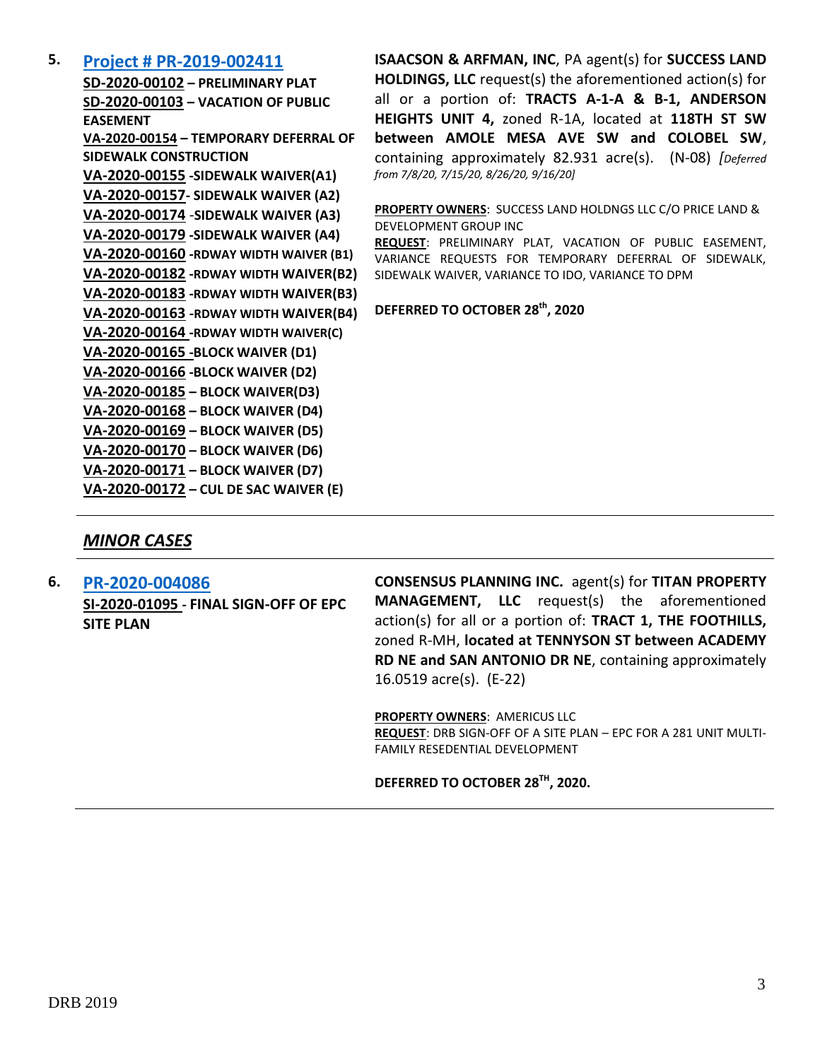**5. [Project # PR-2019-002411](#)**

**SD-2020-00102 – PRELIMINARY PLAT**
**SD-2020-00103 – VACATION OF PUBLIC EASEMENT**
**VA-2020-00154 – TEMPORARY DEFERRAL OF SIDEWALK CONSTRUCTION**
**VA-2020-00155 -SIDEWALK WAIVER(A1)**
**VA-2020-00157- SIDEWALK WAIVER (A2)**
**VA-2020-00174 -SIDEWALK WAIVER (A3)**
**VA-2020-00179 -SIDEWALK WAIVER (A4)**
**VA-2020-00160 -RDWAY WIDTH WAIVER (B1)**
**VA-2020-00182 -RDWAY WIDTH WAIVER(B2)**
**VA-2020-00183 -RDWAY WIDTH WAIVER(B3)**
**VA-2020-00163 -RDWAY WIDTH WAIVER(B4)**
**VA-2020-00164 -RDWAY WIDTH WAIVER(C)**
**VA-2020-00165 -BLOCK WAIVER (D1)**
**VA-2020-00166 -BLOCK WAIVER (D2)**
**VA-2020-00185 – BLOCK WAIVER(D3)**
**VA-2020-00168 – BLOCK WAIVER (D4)**
**VA-2020-00169 – BLOCK WAIVER (D5)**
**VA-2020-00170 – BLOCK WAIVER (D6)**
**VA-2020-00171 – BLOCK WAIVER (D7)**
**VA-2020-00172 – CUL DE SAC WAIVER (E)**

**ISAACSON & ARFMAN, INC**, PA agent(s) for **SUCCESS LAND HOLDINGS, LLC** request(s) the aforementioned action(s) for all or a portion of: **TRACTS A-1-A & B-1, ANDERSON HEIGHTS UNIT 4,** zoned R-1A, located at **118TH ST SW between AMOLE MESA AVE SW and COLOBEL SW**, containing approximately 82.931 acre(s). (N-08) *[Deferred from 7/8/20, 7/15/20, 8/26/20, 9/16/20]*

**PROPERTY OWNERS**: SUCCESS LAND HOLDNGS LLC C/O PRICE LAND & DEVELOPMENT GROUP INC
**REQUEST**: PRELIMINARY PLAT, VACATION OF PUBLIC EASEMENT, VARIANCE REQUESTS FOR TEMPORARY DEFERRAL OF SIDEWALK, SIDEWALK WAIVER, VARIANCE TO IDO, VARIANCE TO DPM

**DEFERRED TO OCTOBER 28th, 2020**

---

## *MINOR CASES*

---

**6. [PR-2020-004086](#)**

**SI-2020-01095 - FINAL SIGN-OFF OF EPC SITE PLAN**

**CONSENSUS PLANNING INC.** agent(s) for **TITAN PROPERTY MANAGEMENT, LLC** request(s) the aforementioned action(s) for all or a portion of: **TRACT 1, THE FOOTHILLS,** zoned R-MH, **located at TENNYSON ST between ACADEMY RD NE and SAN ANTONIO DR NE**, containing approximately 16.0519 acre(s). (E-22)

**PROPERTY OWNERS**: AMERICUS LLC
**REQUEST**: DRB SIGN-OFF OF A SITE PLAN – EPC FOR A 281 UNIT MULTI-FAMILY RESEDENTIAL DEVELOPMENT

**DEFERRED TO OCTOBER 28TH, 2020.**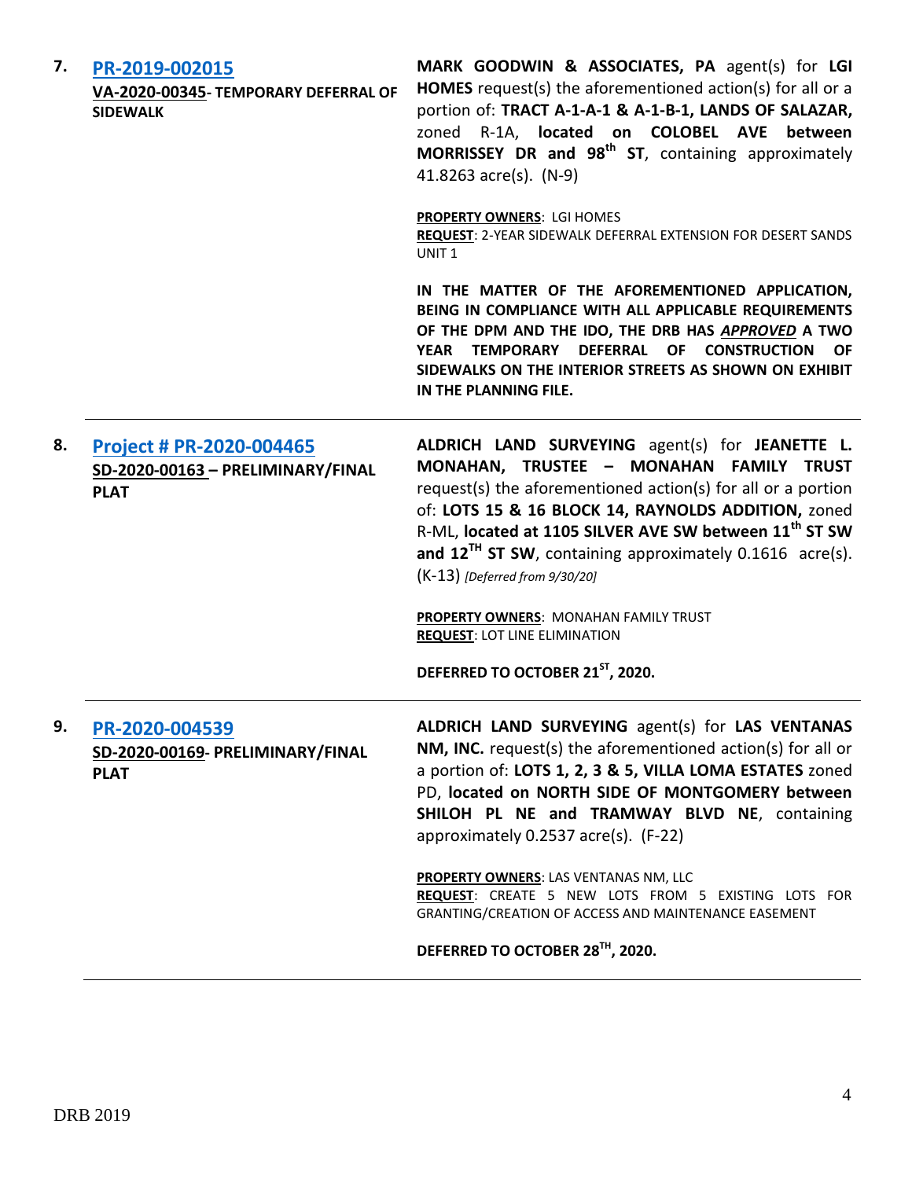**7.** **[PR-2019-002015](#)**
**VA-2020-00345- TEMPORARY DEFERRAL OF SIDEWALK**

**MARK GOODWIN & ASSOCIATES, PA** agent(s) for **LGI HOMES** request(s) the aforementioned action(s) for all or a portion of: **TRACT A-1-A-1 & A-1-B-1, LANDS OF SALAZAR,** zoned R-1A, **located on COLOBEL AVE between MORRISSEY DR and 98th ST**, containing approximately 41.8263 acre(s). (N-9)

**PROPERTY OWNERS**: LGI HOMES
**REQUEST**: 2-YEAR SIDEWALK DEFERRAL EXTENSION FOR DESERT SANDS UNIT 1

**IN THE MATTER OF THE AFOREMENTIONED APPLICATION, BEING IN COMPLIANCE WITH ALL APPLICABLE REQUIREMENTS OF THE DPM AND THE IDO, THE DRB HAS *APPROVED* A TWO YEAR TEMPORARY DEFERRAL OF CONSTRUCTION OF SIDEWALKS ON THE INTERIOR STREETS AS SHOWN ON EXHIBIT IN THE PLANNING FILE.**

---

**8.** **[Project # PR-2020-004465](#)**
**SD-2020-00163 – PRELIMINARY/FINAL PLAT**

**ALDRICH LAND SURVEYING** agent(s) for **JEANETTE L. MONAHAN, TRUSTEE – MONAHAN FAMILY TRUST** request(s) the aforementioned action(s) for all or a portion of: **LOTS 15 & 16 BLOCK 14, RAYNOLDS ADDITION,** zoned R-ML, **located at 1105 SILVER AVE SW between 11th ST SW and 12TH ST SW**, containing approximately 0.1616 acre(s). (K-13) *[Deferred from 9/30/20]*

**PROPERTY OWNERS**: MONAHAN FAMILY TRUST
**REQUEST**: LOT LINE ELIMINATION

**DEFERRED TO OCTOBER 21ST, 2020.**

---

**9.** **[PR-2020-004539](#)**
**SD-2020-00169- PRELIMINARY/FINAL PLAT**

**ALDRICH LAND SURVEYING** agent(s) for **LAS VENTANAS NM, INC.** request(s) the aforementioned action(s) for all or a portion of: **LOTS 1, 2, 3 & 5, VILLA LOMA ESTATES** zoned PD, **located on NORTH SIDE OF MONTGOMERY between SHILOH PL NE and TRAMWAY BLVD NE**, containing approximately 0.2537 acre(s). (F-22)

**PROPERTY OWNERS**: LAS VENTANAS NM, LLC
**REQUEST**: CREATE 5 NEW LOTS FROM 5 EXISTING LOTS FOR GRANTING/CREATION OF ACCESS AND MAINTENANCE EASEMENT

**DEFERRED TO OCTOBER 28TH, 2020.**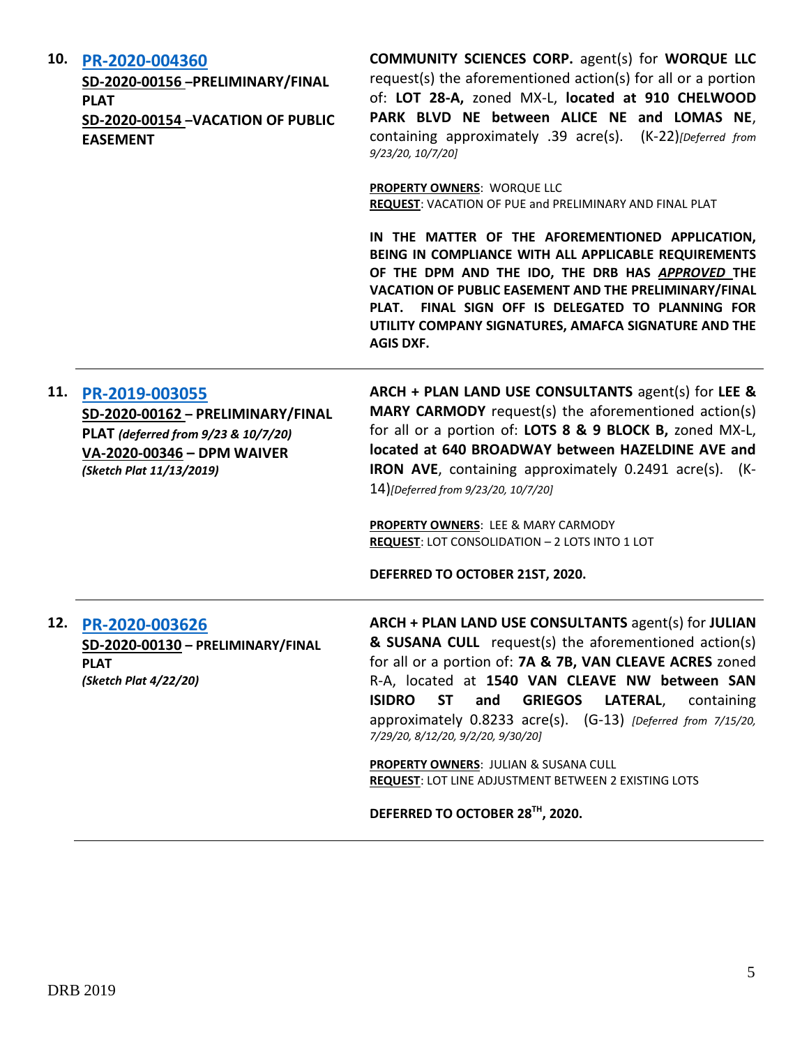**10.** **PR-2020-004360**

**SD-2020-00156 –PRELIMINARY/FINAL PLAT**

**SD-2020-00154 –VACATION OF PUBLIC EASEMENT**

**COMMUNITY SCIENCES CORP.** agent(s) for **WORQUE LLC** request(s) the aforementioned action(s) for all or a portion of: **LOT 28-A,** zoned MX-L, **located at 910 CHELWOOD PARK BLVD NE between ALICE NE and LOMAS NE**, containing approximately .39 acre(s). (K-22)*[Deferred from 9/23/20, 10/7/20]*

**PROPERTY OWNERS**: WORQUE LLC

**REQUEST**: VACATION OF PUE and PRELIMINARY AND FINAL PLAT

**IN THE MATTER OF THE AFOREMENTIONED APPLICATION, BEING IN COMPLIANCE WITH ALL APPLICABLE REQUIREMENTS OF THE DPM AND THE IDO, THE DRB HAS *APPROVED* THE VACATION OF PUBLIC EASEMENT AND THE PRELIMINARY/FINAL PLAT. FINAL SIGN OFF IS DELEGATED TO PLANNING FOR UTILITY COMPANY SIGNATURES, AMAFCA SIGNATURE AND THE AGIS DXF.**

---

**11.** **PR-2019-003055**

**SD-2020-00162 – PRELIMINARY/FINAL PLAT** *(deferred from 9/23 & 10/7/20)*

**VA-2020-00346 – DPM WAIVER**

***(Sketch Plat 11/13/2019)***

**ARCH + PLAN LAND USE CONSULTANTS** agent(s) for **LEE & MARY CARMODY** request(s) the aforementioned action(s) for all or a portion of: **LOTS 8 & 9 BLOCK B,** zoned MX-L, **located at 640 BROADWAY between HAZELDINE AVE and IRON AVE**, containing approximately 0.2491 acre(s). (K-14)*[Deferred from 9/23/20, 10/7/20]*

**PROPERTY OWNERS**: LEE & MARY CARMODY

**REQUEST**: LOT CONSOLIDATION – 2 LOTS INTO 1 LOT

**DEFERRED TO OCTOBER 21ST, 2020.**

---

**12.** **PR-2020-003626**

**SD-2020-00130 – PRELIMINARY/FINAL PLAT**

***(Sketch Plat 4/22/20)***

**ARCH + PLAN LAND USE CONSULTANTS** agent(s) for **JULIAN & SUSANA CULL** request(s) the aforementioned action(s) for all or a portion of: **7A & 7B, VAN CLEAVE ACRES** zoned R-A, located at **1540 VAN CLEAVE NW between SAN ISIDRO ST and GRIEGOS LATERAL**, containing approximately 0.8233 acre(s). (G-13) *[Deferred from 7/15/20, 7/29/20, 8/12/20, 9/2/20, 9/30/20]*

**PROPERTY OWNERS**: JULIAN & SUSANA CULL

**REQUEST**: LOT LINE ADJUSTMENT BETWEEN 2 EXISTING LOTS

**DEFERRED TO OCTOBER 28TH, 2020.**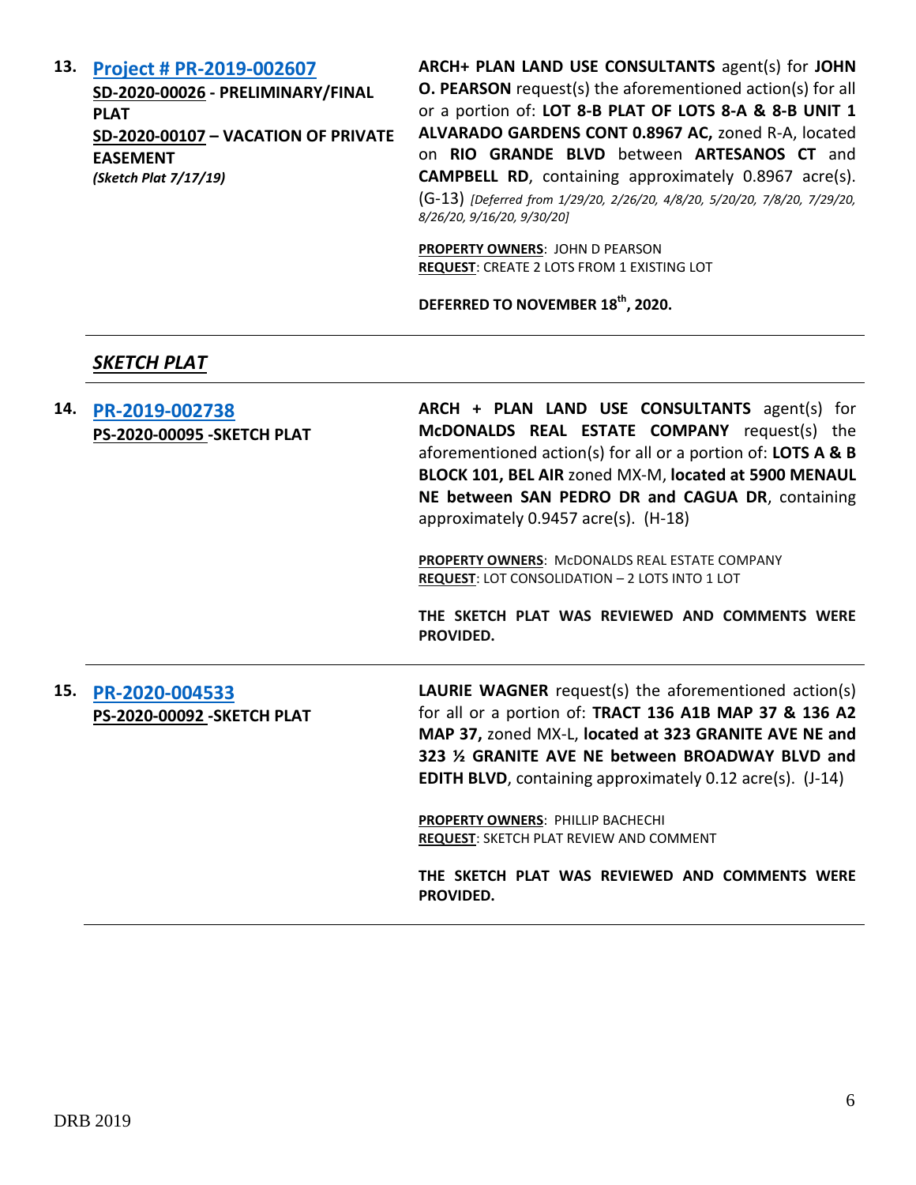**13. [Project # PR-2019-002607]**
**SD-2020-00026 - PRELIMINARY/FINAL PLAT**
**SD-2020-00107 – VACATION OF PRIVATE EASEMENT**
***(Sketch Plat 7/17/19)***

**ARCH+ PLAN LAND USE CONSULTANTS** agent(s) for **JOHN O. PEARSON** request(s) the aforementioned action(s) for all or a portion of: **LOT 8-B PLAT OF LOTS 8-A & 8-B UNIT 1 ALVARADO GARDENS CONT 0.8967 AC,** zoned R-A, located on **RIO GRANDE BLVD** between **ARTESANOS CT** and **CAMPBELL RD**, containing approximately 0.8967 acre(s). (G-13) *[Deferred from 1/29/20, 2/26/20, 4/8/20, 5/20/20, 7/8/20, 7/29/20, 8/26/20, 9/16/20, 9/30/20]*

**PROPERTY OWNERS**: JOHN D PEARSON
**REQUEST**: CREATE 2 LOTS FROM 1 EXISTING LOT

**DEFERRED TO NOVEMBER 18th, 2020.**

---

## *SKETCH PLAT*

---

**14. [PR-2019-002738]**
**PS-2020-00095 -SKETCH PLAT**

**ARCH + PLAN LAND USE CONSULTANTS** agent(s) for **McDONALDS REAL ESTATE COMPANY** request(s) the aforementioned action(s) for all or a portion of: **LOTS A & B BLOCK 101, BEL AIR** zoned MX-M, **located at 5900 MENAUL NE between SAN PEDRO DR and CAGUA DR**, containing approximately 0.9457 acre(s). (H-18)

**PROPERTY OWNERS**: McDONALDS REAL ESTATE COMPANY
**REQUEST**: LOT CONSOLIDATION – 2 LOTS INTO 1 LOT

**THE SKETCH PLAT WAS REVIEWED AND COMMENTS WERE PROVIDED.**

---

**15. [PR-2020-004533]**
**PS-2020-00092 -SKETCH PLAT**

**LAURIE WAGNER** request(s) the aforementioned action(s) for all or a portion of: **TRACT 136 A1B MAP 37 & 136 A2 MAP 37,** zoned MX-L, **located at 323 GRANITE AVE NE and 323 ½ GRANITE AVE NE between BROADWAY BLVD and EDITH BLVD**, containing approximately 0.12 acre(s). (J-14)

**PROPERTY OWNERS**: PHILLIP BACHECHI
**REQUEST**: SKETCH PLAT REVIEW AND COMMENT

**THE SKETCH PLAT WAS REVIEWED AND COMMENTS WERE PROVIDED.**

---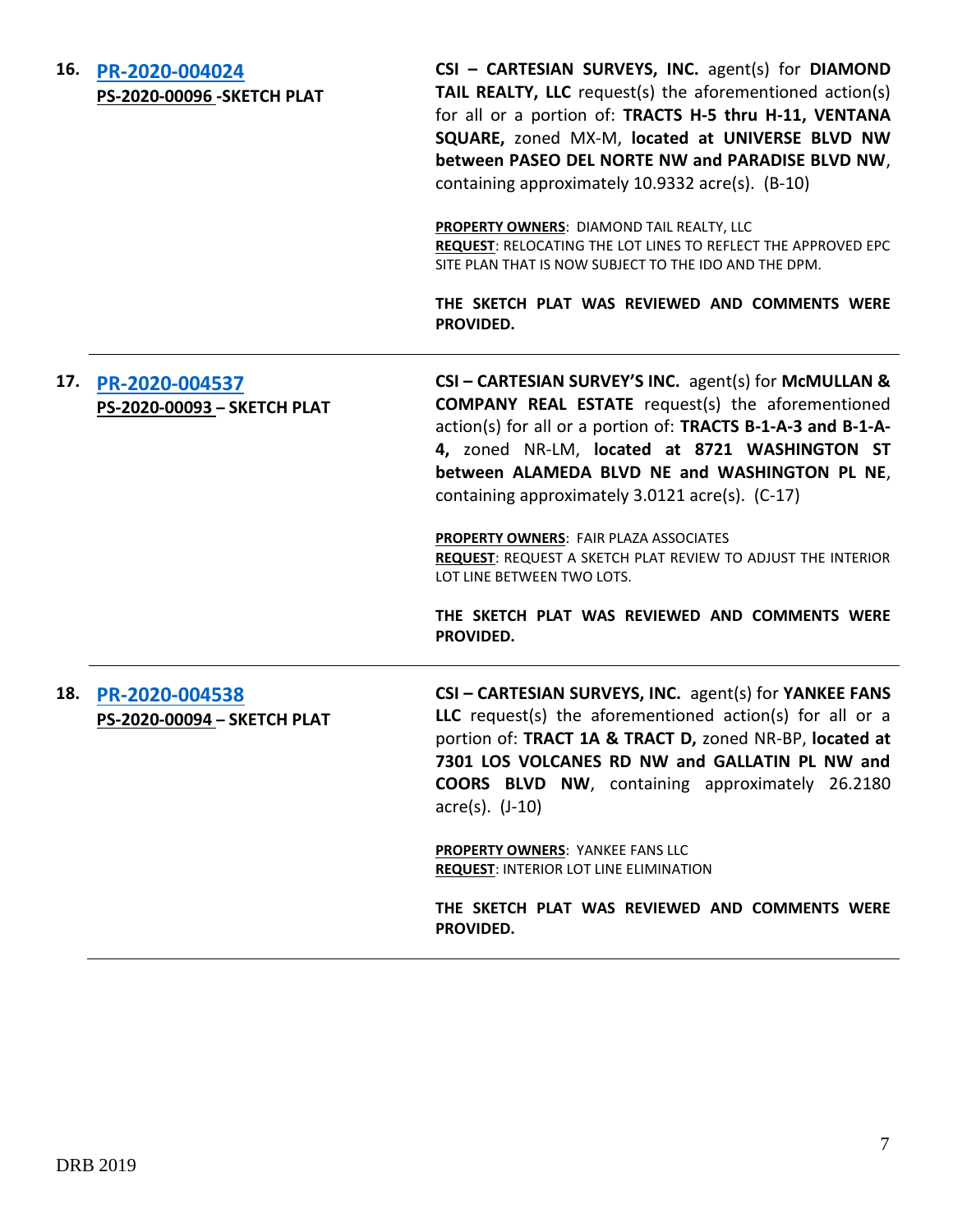**16. [PR-2020-004024](#)**
**PS-2020-00096 -SKETCH PLAT**

**CSI – CARTESIAN SURVEYS, INC.** agent(s) for **DIAMOND TAIL REALTY, LLC** request(s) the aforementioned action(s) for all or a portion of: **TRACTS H-5 thru H-11, VENTANA SQUARE,** zoned MX-M, **located at UNIVERSE BLVD NW between PASEO DEL NORTE NW and PARADISE BLVD NW**, containing approximately 10.9332 acre(s). (B-10)

**PROPERTY OWNERS**: DIAMOND TAIL REALTY, LLC
**REQUEST**: RELOCATING THE LOT LINES TO REFLECT THE APPROVED EPC SITE PLAN THAT IS NOW SUBJECT TO THE IDO AND THE DPM.

**THE SKETCH PLAT WAS REVIEWED AND COMMENTS WERE PROVIDED.**

---

**17. [PR-2020-004537](#)**
**PS-2020-00093 – SKETCH PLAT**

**CSI – CARTESIAN SURVEY'S INC.** agent(s) for **McMULLAN & COMPANY REAL ESTATE** request(s) the aforementioned action(s) for all or a portion of: **TRACTS B-1-A-3 and B-1-A-4,** zoned NR-LM, **located at 8721 WASHINGTON ST between ALAMEDA BLVD NE and WASHINGTON PL NE**, containing approximately 3.0121 acre(s). (C-17)

**PROPERTY OWNERS**: FAIR PLAZA ASSOCIATES
**REQUEST**: REQUEST A SKETCH PLAT REVIEW TO ADJUST THE INTERIOR LOT LINE BETWEEN TWO LOTS.

**THE SKETCH PLAT WAS REVIEWED AND COMMENTS WERE PROVIDED.**

---

**18. [PR-2020-004538](#)**
**PS-2020-00094 – SKETCH PLAT**

**CSI – CARTESIAN SURVEYS, INC.** agent(s) for **YANKEE FANS LLC** request(s) the aforementioned action(s) for all or a portion of: **TRACT 1A & TRACT D,** zoned NR-BP, **located at 7301 LOS VOLCANES RD NW and GALLATIN PL NW and COORS BLVD NW**, containing approximately 26.2180 acre(s). (J-10)

**PROPERTY OWNERS**: YANKEE FANS LLC
**REQUEST**: INTERIOR LOT LINE ELIMINATION

**THE SKETCH PLAT WAS REVIEWED AND COMMENTS WERE PROVIDED.**

---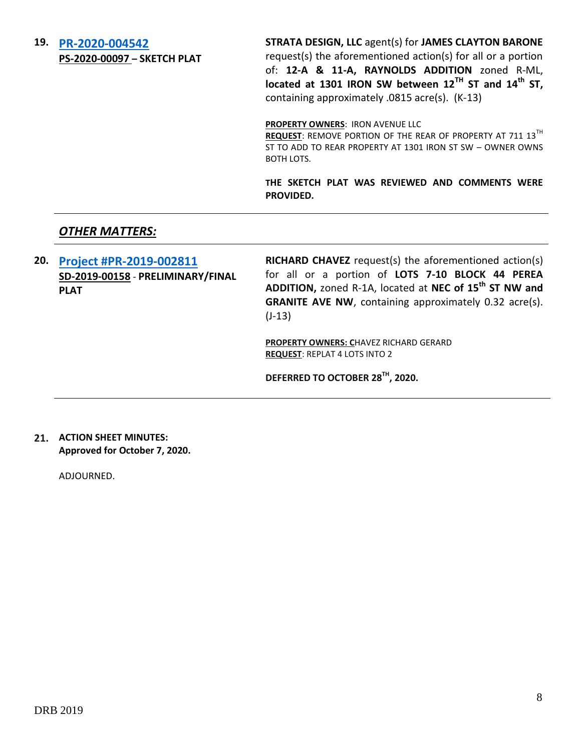**19.** **PR-2020-004542**
**PS-2020-00097 – SKETCH PLAT**

**STRATA DESIGN, LLC** agent(s) for **JAMES CLAYTON BARONE** request(s) the aforementioned action(s) for all or a portion of: **12-A & 11-A, RAYNOLDS ADDITION** zoned R-ML, **located at 1301 IRON SW between 12TH ST and 14th ST,** containing approximately .0815 acre(s). (K-13)

**PROPERTY OWNERS**: IRON AVENUE LLC
**REQUEST**: REMOVE PORTION OF THE REAR OF PROPERTY AT 711 13TH ST TO ADD TO REAR PROPERTY AT 1301 IRON ST SW – OWNER OWNS BOTH LOTS.

**THE SKETCH PLAT WAS REVIEWED AND COMMENTS WERE PROVIDED.**

---

## ***OTHER MATTERS:***

---

**20.** **Project #PR-2019-002811**
**SD-2019-00158** - **PRELIMINARY/FINAL PLAT**

**RICHARD CHAVEZ** request(s) the aforementioned action(s) for all or a portion of **LOTS 7-10 BLOCK 44 PEREA ADDITION,** zoned R-1A, located at **NEC of 15th ST NW and GRANITE AVE NW**, containing approximately 0.32 acre(s). (J-13)

**PROPERTY OWNERS:** CHAVEZ RICHARD GERARD
**REQUEST**: REPLAT 4 LOTS INTO 2

**DEFERRED TO OCTOBER 28TH, 2020.**

---

**21.** **ACTION SHEET MINUTES:**
**Approved for October 7, 2020.**

ADJOURNED.